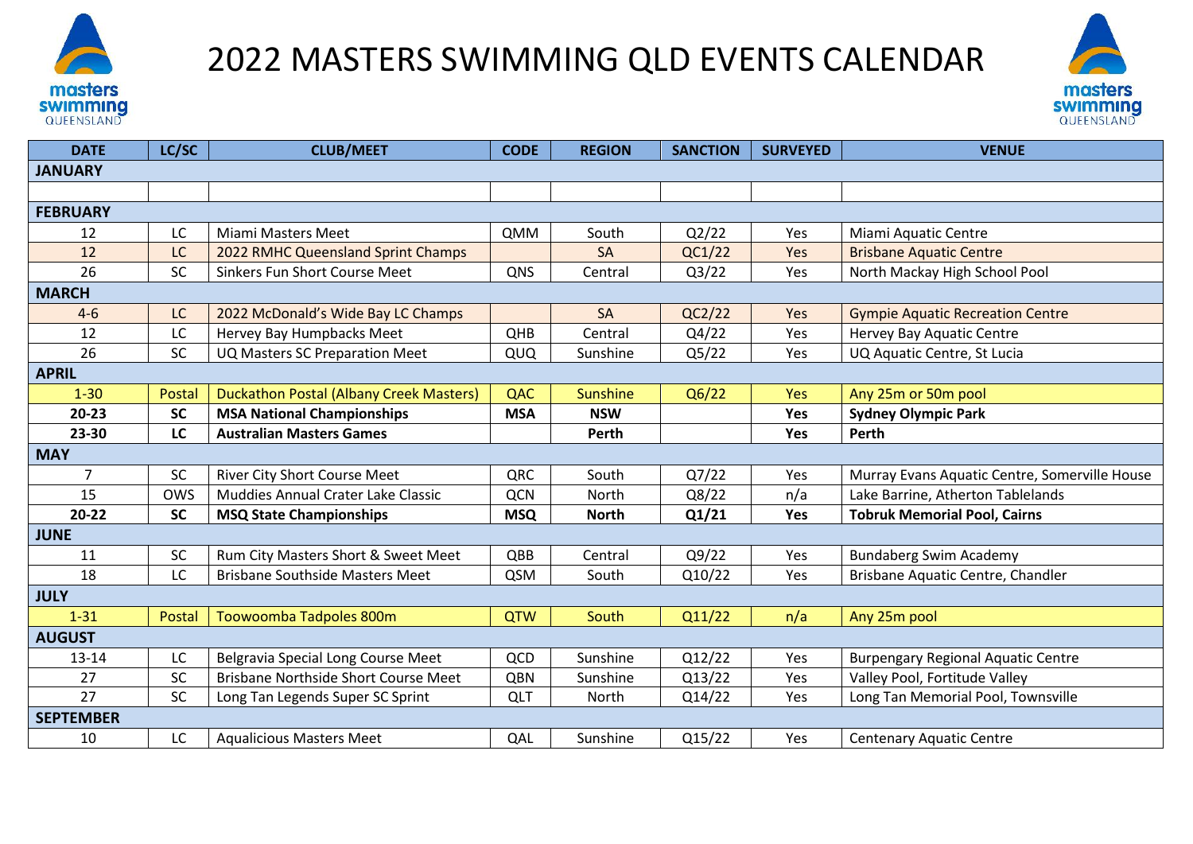# 2022 MASTERS SWIMMING QLD EVENTS CALENDAR

| DATE | LC/SC | CLUB/MEET | CODE | REGION | SANCTION | SURVEYED | VENUE |
|---|---|---|---|---|---|---|---|
| **JANUARY** | | | | | | | |
| | | | | | | | |
| **FEBRUARY** | | | | | | | |
| 12 | LC | Miami Masters Meet | QMM | South | Q2/22 | Yes | Miami Aquatic Centre |
| 12 | LC | 2022 RMHC Queensland Sprint Champs | | SA | QC1/22 | Yes | Brisbane Aquatic Centre |
| 26 | SC | Sinkers Fun Short Course Meet | QNS | Central | Q3/22 | Yes | North Mackay High School Pool |
| **MARCH** | | | | | | | |
| 4-6 | LC | 2022 McDonald's Wide Bay LC Champs | | SA | QC2/22 | Yes | Gympie Aquatic Recreation Centre |
| 12 | LC | Hervey Bay Humpbacks Meet | QHB | Central | Q4/22 | Yes | Hervey Bay Aquatic Centre |
| 26 | SC | UQ Masters SC Preparation Meet | QUQ | Sunshine | Q5/22 | Yes | UQ Aquatic Centre, St Lucia |
| **APRIL** | | | | | | | |
| 1-30 | Postal | Duckathon Postal (Albany Creek Masters) | QAC | Sunshine | Q6/22 | Yes | Any 25m or 50m pool |
| **20-23** | **SC** | **MSA National Championships** | **MSA** | **NSW** | | **Yes** | **Sydney Olympic Park** |
| **23-30** | **LC** | **Australian Masters Games** | | **Perth** | | **Yes** | **Perth** |
| **MAY** | | | | | | | |
| 7 | SC | River City Short Course Meet | QRC | South | Q7/22 | Yes | Murray Evans Aquatic Centre, Somerville House |
| 15 | OWS | Muddies Annual Crater Lake Classic | QCN | North | Q8/22 | n/a | Lake Barrine, Atherton Tablelands |
| **20-22** | **SC** | **MSQ State Championships** | **MSQ** | **North** | **Q1/21** | **Yes** | **Tobruk Memorial Pool, Cairns** |
| **JUNE** | | | | | | | |
| 11 | SC | Rum City Masters Short & Sweet Meet | QBB | Central | Q9/22 | Yes | Bundaberg Swim Academy |
| 18 | LC | Brisbane Southside Masters Meet | QSM | South | Q10/22 | Yes | Brisbane Aquatic Centre, Chandler |
| **JULY** | | | | | | | |
| 1-31 | Postal | Toowoomba Tadpoles 800m | QTW | South | Q11/22 | n/a | Any 25m pool |
| **AUGUST** | | | | | | | |
| 13-14 | LC | Belgravia Special Long Course Meet | QCD | Sunshine | Q12/22 | Yes | Burpengary Regional Aquatic Centre |
| 27 | SC | Brisbane Northside Short Course Meet | QBN | Sunshine | Q13/22 | Yes | Valley Pool, Fortitude Valley |
| 27 | SC | Long Tan Legends Super SC Sprint | QLT | North | Q14/22 | Yes | Long Tan Memorial Pool, Townsville |
| **SEPTEMBER** | | | | | | | |
| 10 | LC | Aqualicious Masters Meet | QAL | Sunshine | Q15/22 | Yes | Centenary Aquatic Centre |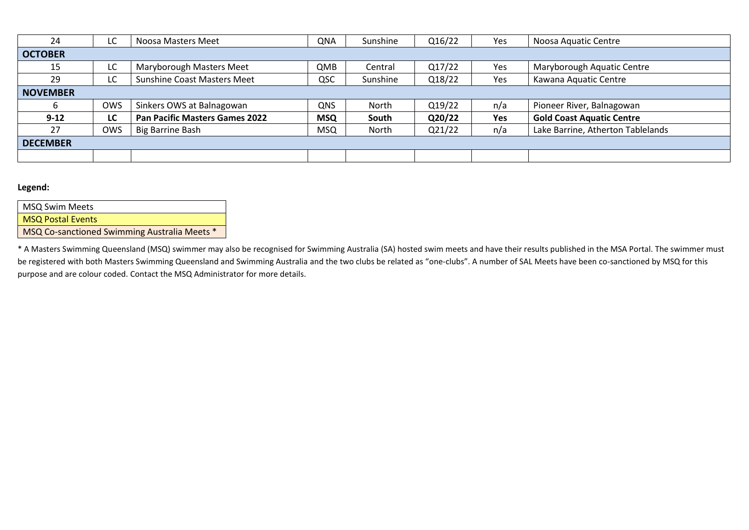| | | | | | | | |
|---|---|---|---|---|---|---|---|
| 24 | LC | Noosa Masters Meet | QNA | Sunshine | Q16/22 | Yes | Noosa Aquatic Centre |
| **OCTOBER** | | | | | | | |
| 15 | LC | Maryborough Masters Meet | QMB | Central | Q17/22 | Yes | Maryborough Aquatic Centre |
| 29 | LC | Sunshine Coast Masters Meet | QSC | Sunshine | Q18/22 | Yes | Kawana Aquatic Centre |
| **NOVEMBER** | | | | | | | |
| 6 | OWS | Sinkers OWS at Balnagowan | QNS | North | Q19/22 | n/a | Pioneer River, Balnagowan |
| **9-12** | **LC** | **Pan Pacific Masters Games 2022** | **MSQ** | **South** | **Q20/22** | **Yes** | **Gold Coast Aquatic Centre** |
| 27 | OWS | Big Barrine Bash | MSQ | North | Q21/22 | n/a | Lake Barrine, Atherton Tablelands |
| **DECEMBER** | | | | | | | |
| | | | | | | | |

**Legend:**

| |
|---|
| MSQ Swim Meets |
| MSQ Postal Events |
| MSQ Co-sanctioned Swimming Australia Meets * |

* A Masters Swimming Queensland (MSQ) swimmer may also be recognised for Swimming Australia (SA) hosted swim meets and have their results published in the MSA Portal. The swimmer must be registered with both Masters Swimming Queensland and Swimming Australia and the two clubs be related as "one-clubs". A number of SAL Meets have been co-sanctioned by MSQ for this purpose and are colour coded. Contact the MSQ Administrator for more details.